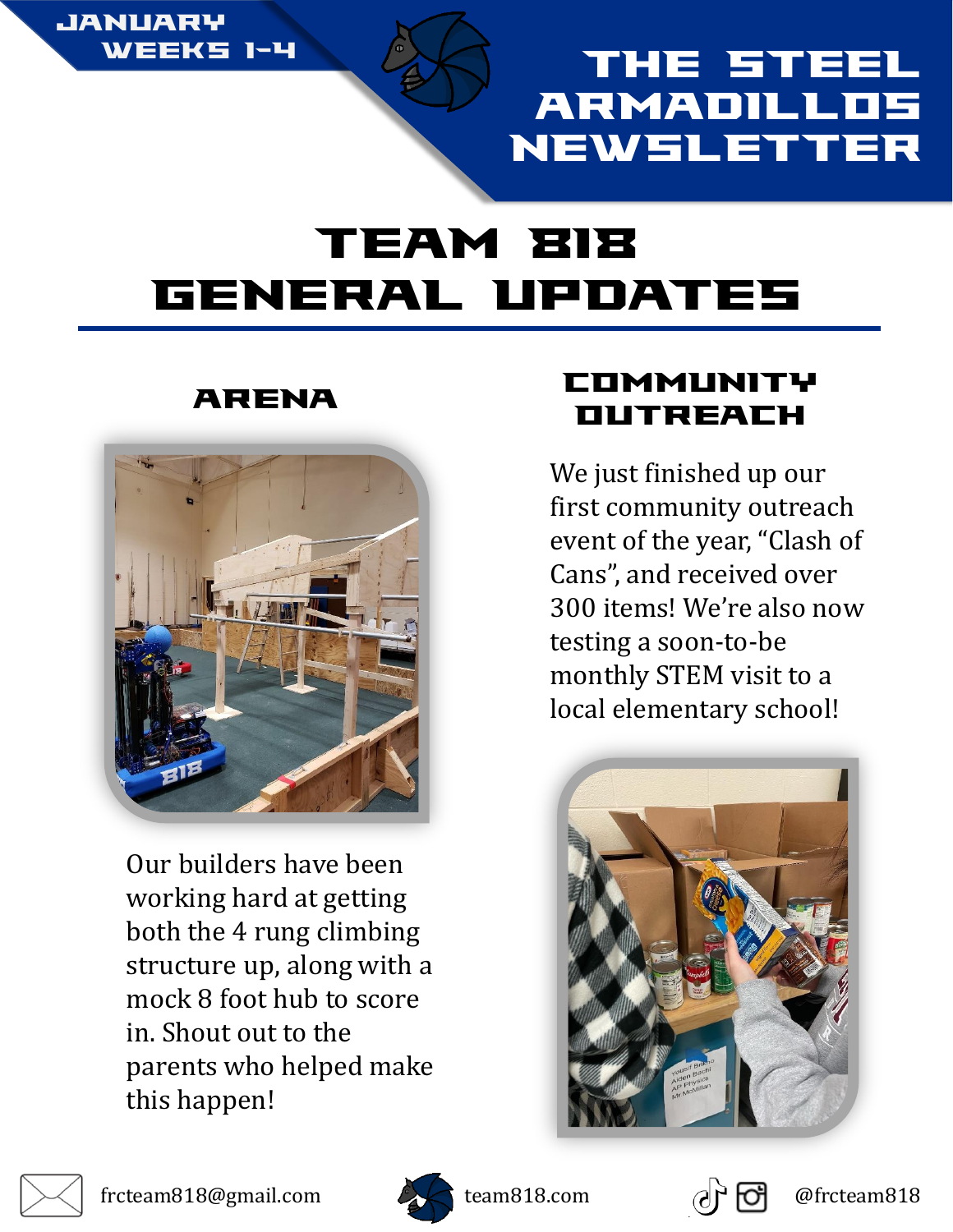JANUARY WEEKS 1-4

# THE STEEL ARMADILLOS NEWSLETTER

## TEAM 818 GENERAL UPDATES

### ARENA

Our builders have been working hard at getting both the 4 rung climbing structure up, along with a mock 8 foot hub to score in. Shout out to the parents who helped make this happen!

### COMMUNITY OUTREACH

We just finished up our first community outreach event of the year, "Clash of Cans", and received over 300 items! We're also now testing a soon-to-be monthly STEM visit to a local elementary school!

frcteam818@gmail.com team818.com @frcteam818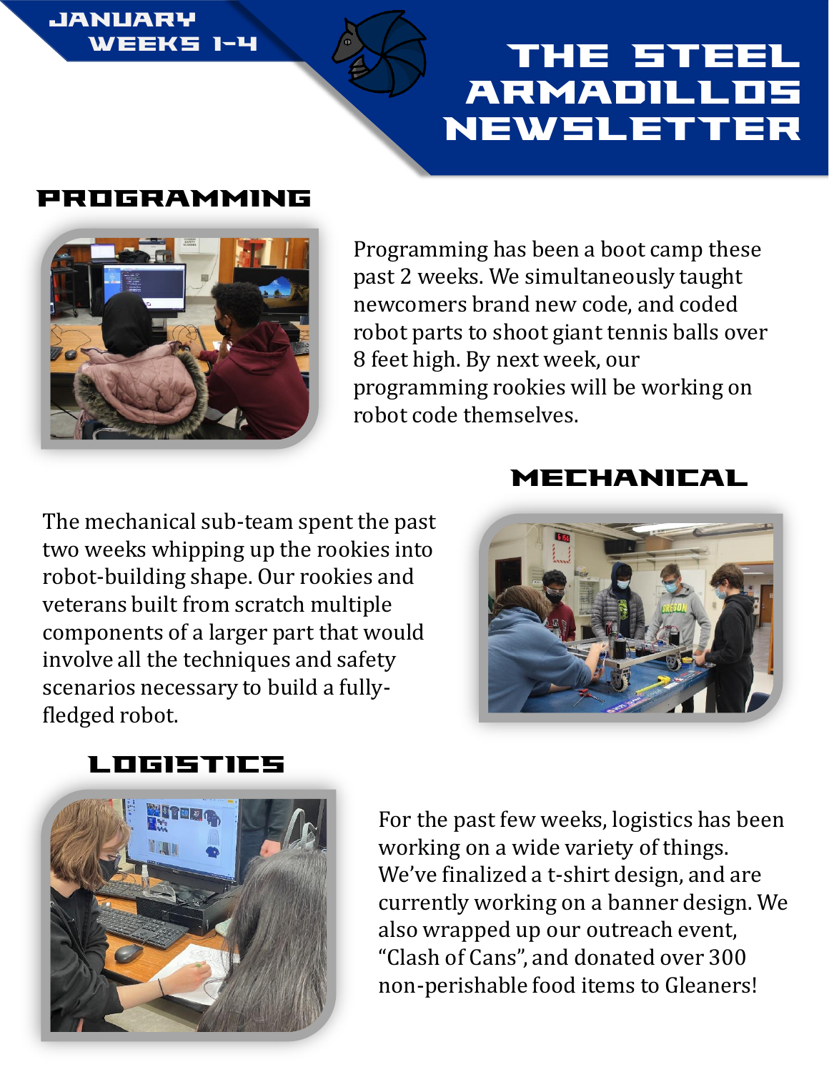JANUARY
WEEKS 1-4

# THE STEEL ARMADILLOS NEWSLETTER

## PROGRAMMING

Programming has been a boot camp these past 2 weeks. We simultaneously taught newcomers brand new code, and coded robot parts to shoot giant tennis balls over 8 feet high. By next week, our programming rookies will be working on robot code themselves.

## MECHANICAL

The mechanical sub-team spent the past two weeks whipping up the rookies into robot-building shape. Our rookies and veterans built from scratch multiple components of a larger part that would involve all the techniques and safety scenarios necessary to build a fully-fledged robot.

## LOGISTICS

For the past few weeks, logistics has been working on a wide variety of things. We've finalized a t-shirt design, and are currently working on a banner design. We also wrapped up our outreach event, "Clash of Cans", and donated over 300 non-perishable food items to Gleaners!